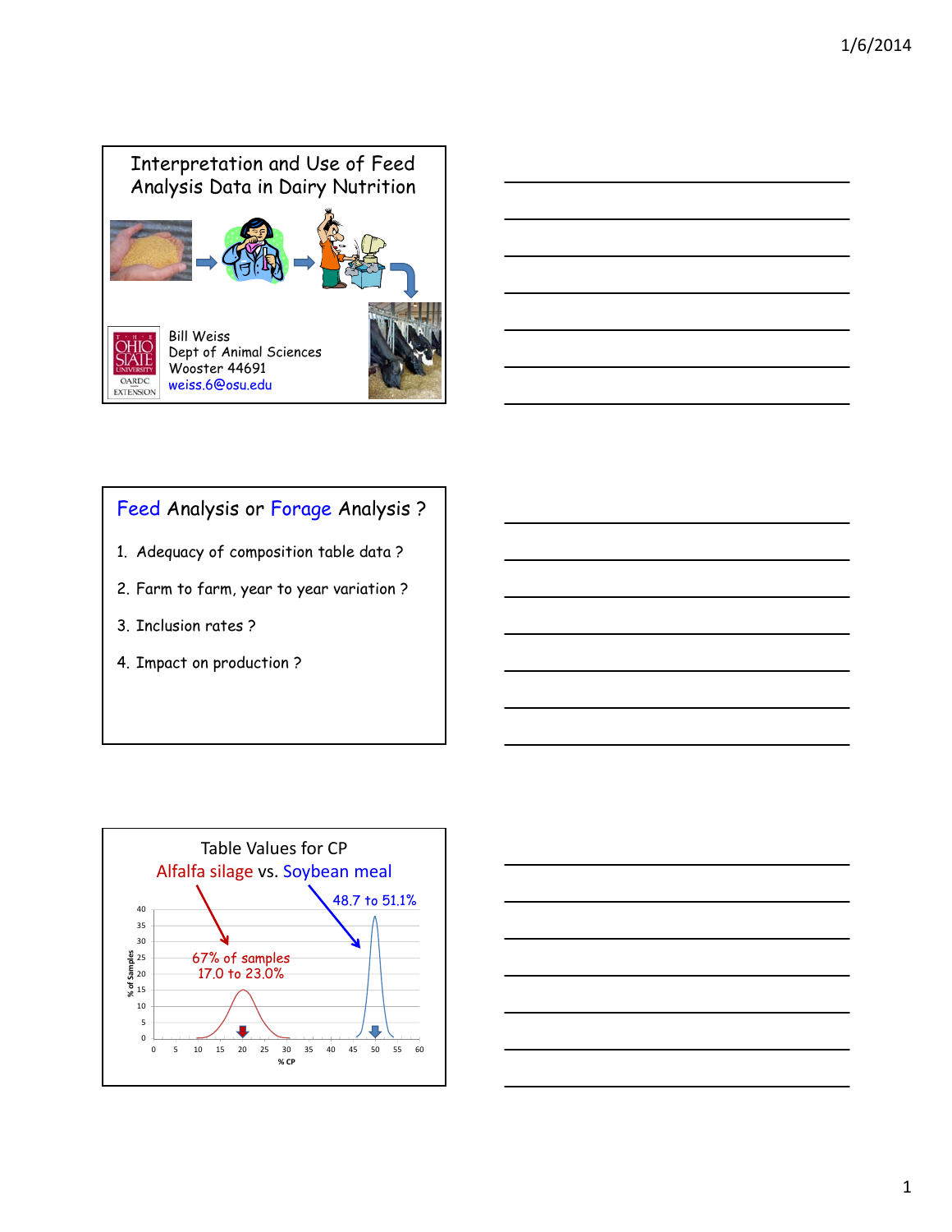## Interpretation and Use of Feed Analysis Data in Dairy Nutrition

Bill Weiss
Dept of Animal Sciences
Wooster 44691
weiss.6@osu.edu

## Feed Analysis or Forage Analysis ?

1. Adequacy of composition table data ?
2. Farm to farm, year to year variation ?
3. Inclusion rates ?
4. Impact on production ?

## Table Values for CP

Alfalfa silage vs. Soybean meal

67% of samples 17.0 to 23.0%

48.7 to 51.1%

% of Samples

% CP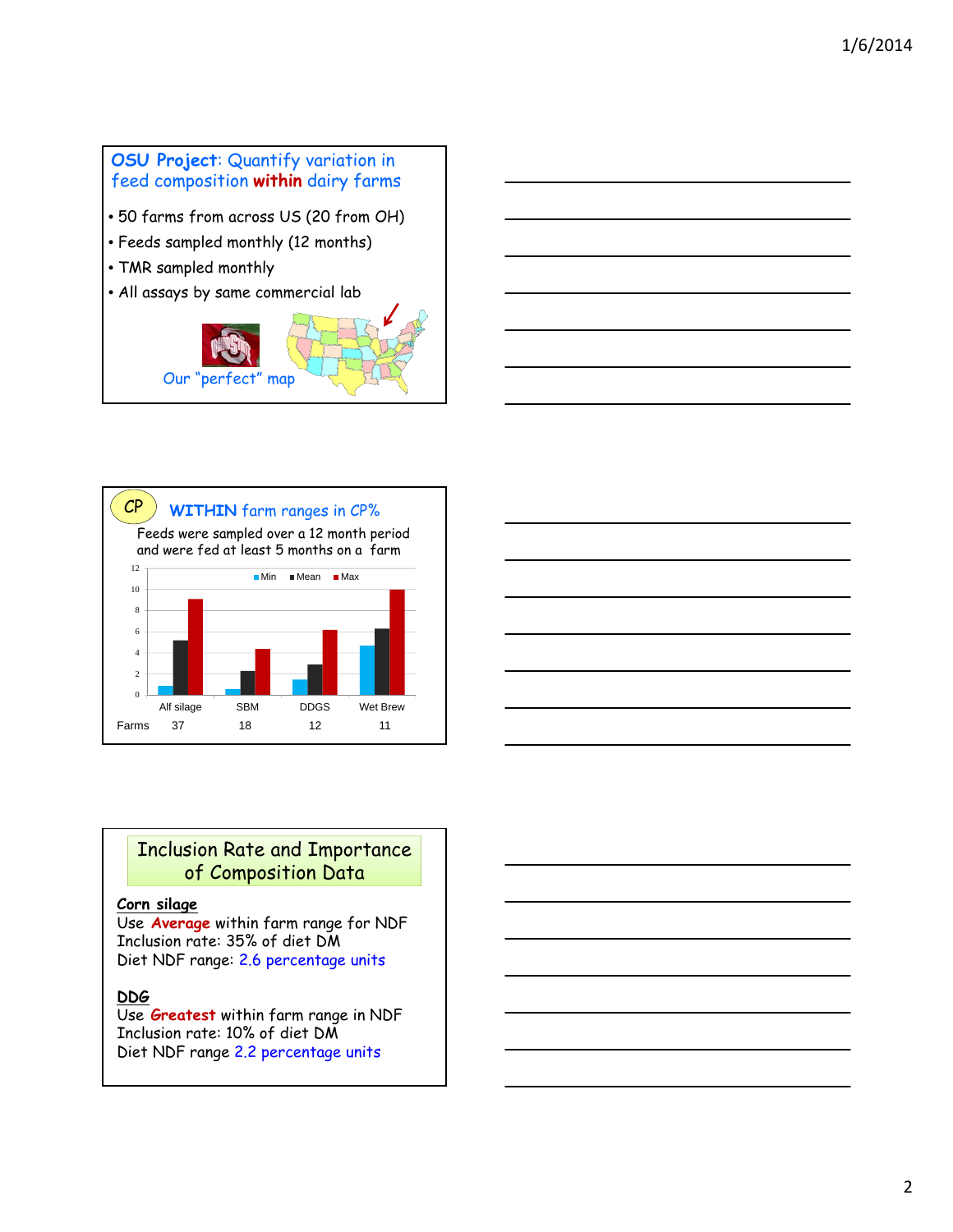## OSU Project: Quantify variation in feed composition **within** dairy farms

- 50 farms from across US (20 from OH)
- Feeds sampled monthly (12 months)
- TMR sampled monthly
- All assays by same commercial lab

Our "perfect" map

## CP — **WITHIN** farm ranges in CP%

Feeds were sampled over a 12 month period and were fed at least 5 months on a farm

| | Alf silage | SBM | DDGS | Wet Brew |
|---|---|---|---|---|
| Farms | 37 | 18 | 12 | 11 |

## Inclusion Rate and Importance of Composition Data

**Corn silage**
Use **Average** within farm range for NDF
Inclusion rate: 35% of diet DM
Diet NDF range: 2.6 percentage units

**DDG**
Use **Greatest** within farm range in NDF
Inclusion rate: 10% of diet DM
Diet NDF range 2.2 percentage units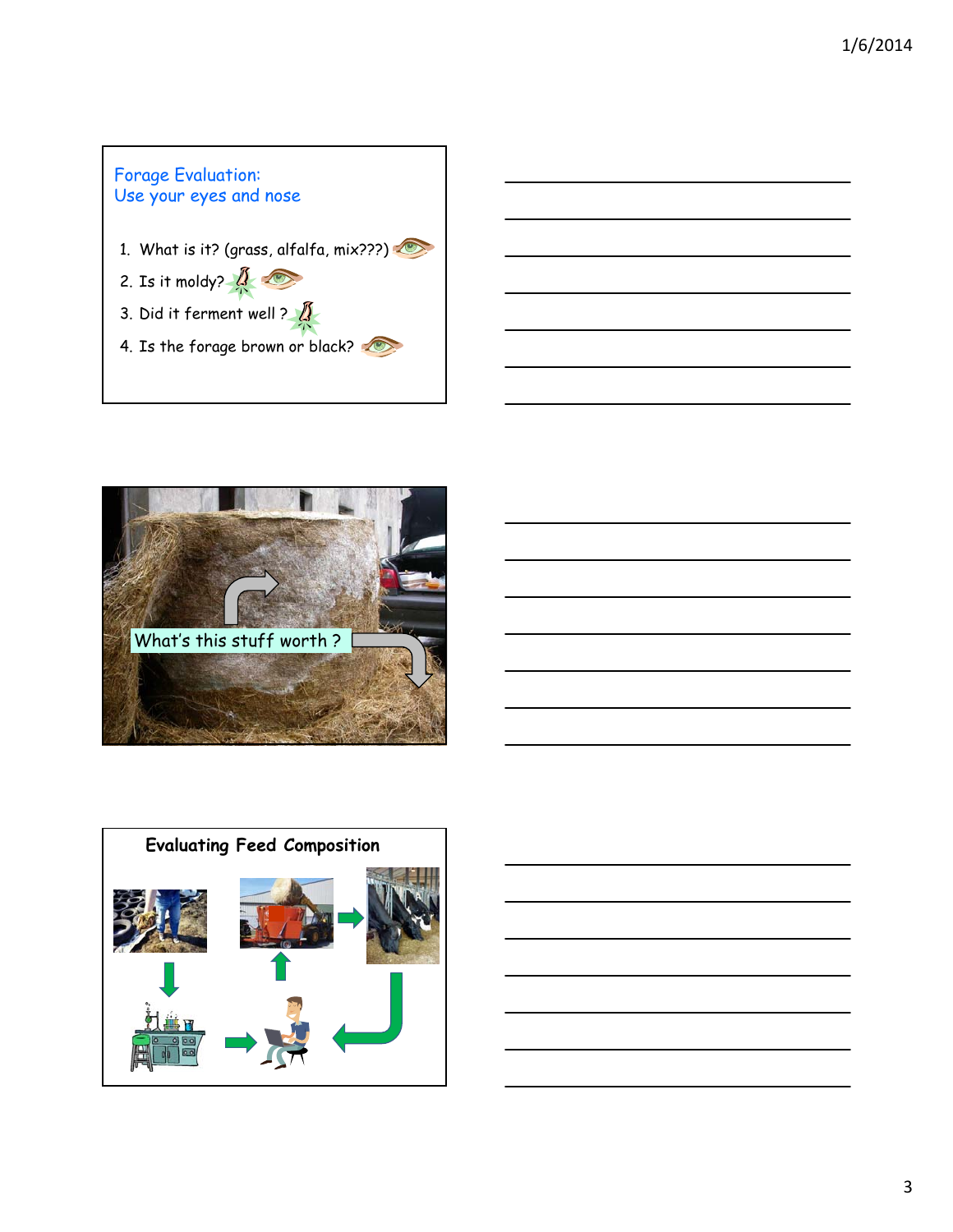## Forage Evaluation:
## Use your eyes and nose

1. What is it? (grass, alfalfa, mix???)
2. Is it moldy?
3. Did it ferment well ?
4. Is the forage brown or black?

What's this stuff worth ?

## Evaluating Feed Composition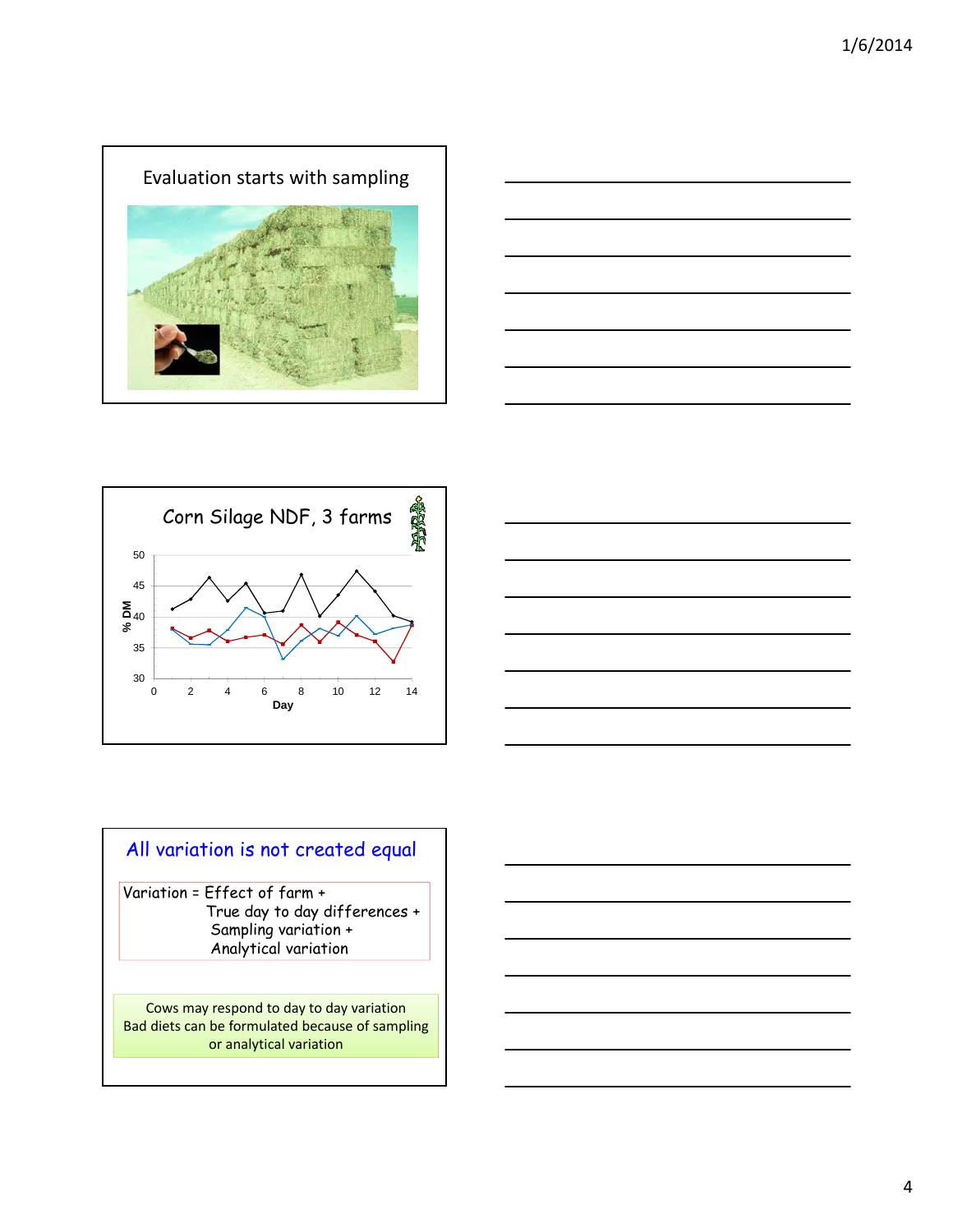## Evaluation starts with sampling

## Corn Silage NDF, 3 farms

## All variation is not created equal

Variation = Effect of farm +
True day to day differences +
Sampling variation +
Analytical variation

Cows may respond to day to day variation
Bad diets can be formulated because of sampling or analytical variation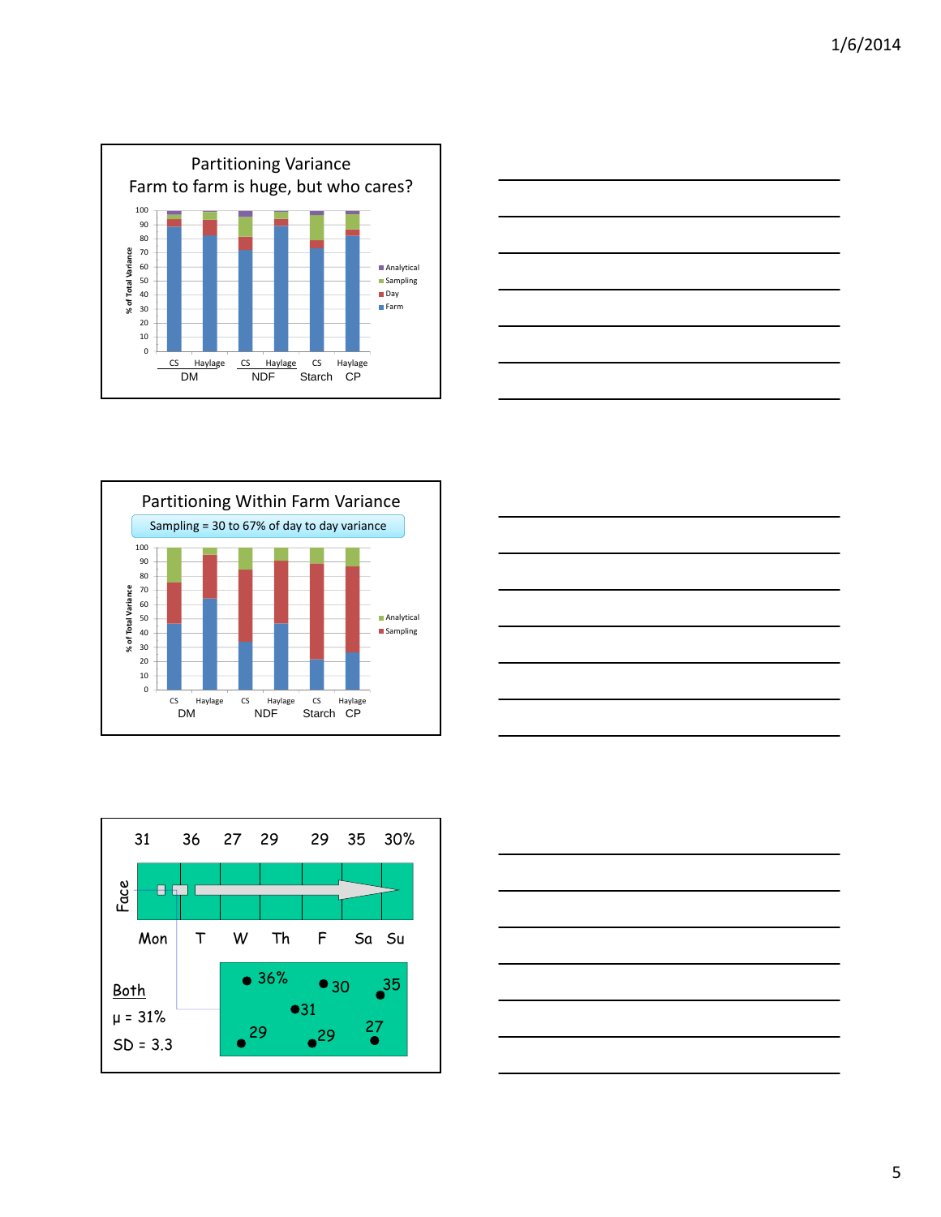## Partitioning Variance
## Farm to farm is huge, but who cares?

% of Total Variance: 0–100

Legend: Analytical, Sampling, Day, Farm

CS, Haylage — DM; CS, Haylage — NDF; CS — Starch; Haylage — CP

## Partitioning Within Farm Variance

Sampling = 30 to 67% of day to day variance

% of Total Variance: 0–100

Legend: Analytical, Sampling

CS, Haylage — DM; CS, Haylage — NDF; CS — Starch; Haylage — CP

---

31 36 27 29 29 35 30%

Face

Mon T W Th F Sa Su

Both

μ = 31%

SD = 3.3

36% 30 35 31 29 29 27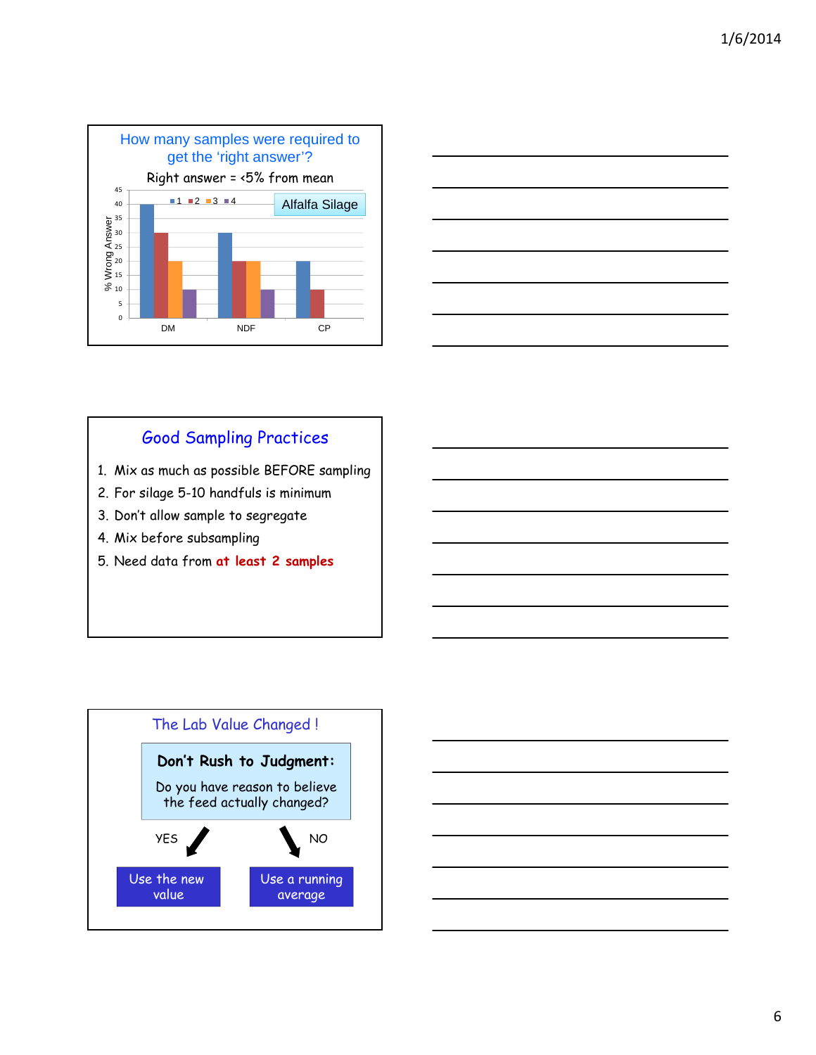## How many samples were required to get the 'right answer'?

Right answer = <5% from mean

Alfalfa Silage

| | 1 | 2 | 3 | 4 |
|---|---|---|---|---|
| DM | 40 | 30 | 20 | 10 |
| NDF | 30 | 20 | 20 | 10 |
| CP | 20 | 10 | | |

% Wrong Answer

## Good Sampling Practices

1. Mix as much as possible BEFORE sampling
2. For silage 5-10 handfuls is minimum
3. Don't allow sample to segregate
4. Mix before subsampling
5. Need data from **at least 2 samples**

## The Lab Value Changed !

**Don't Rush to Judgment:**

Do you have reason to believe the feed actually changed?

YES → Use the new value

NO → Use a running average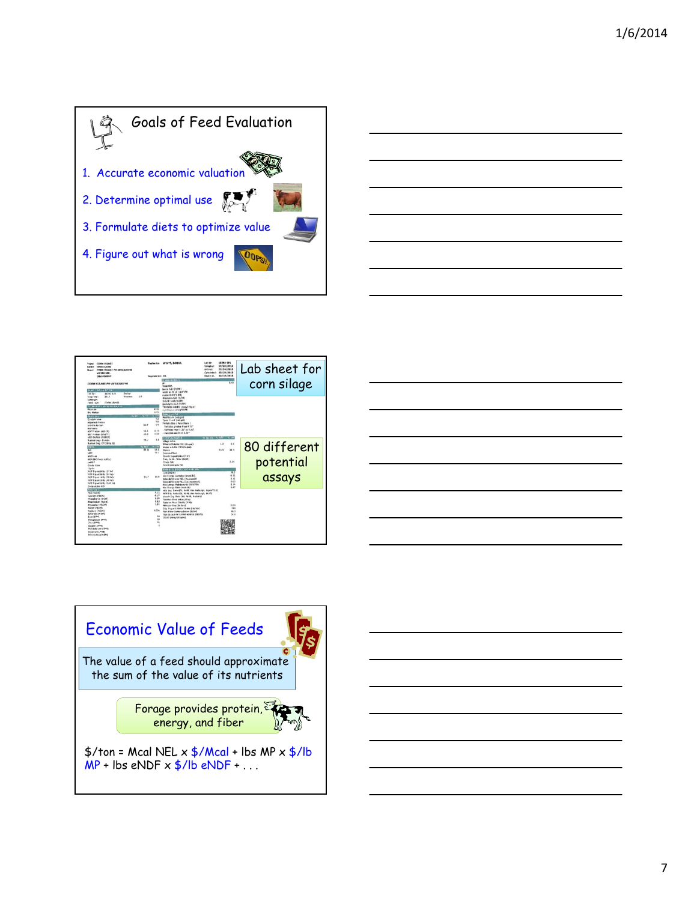## Goals of Feed Evaluation

1. Accurate economic valuation
2. Determine optimal use
3. Formulate diets to optimize value
4. Figure out what is wrong

Lab sheet for corn silage

80 different potential assays

## Economic Value of Feeds

The value of a feed should approximate the sum of the value of its nutrients

Forage provides protein, energy, and fiber

$/ton = Mcal NEL x $/Mcal + lbs MP x $/lb MP + lbs eNDF x $/lb eNDF + . . .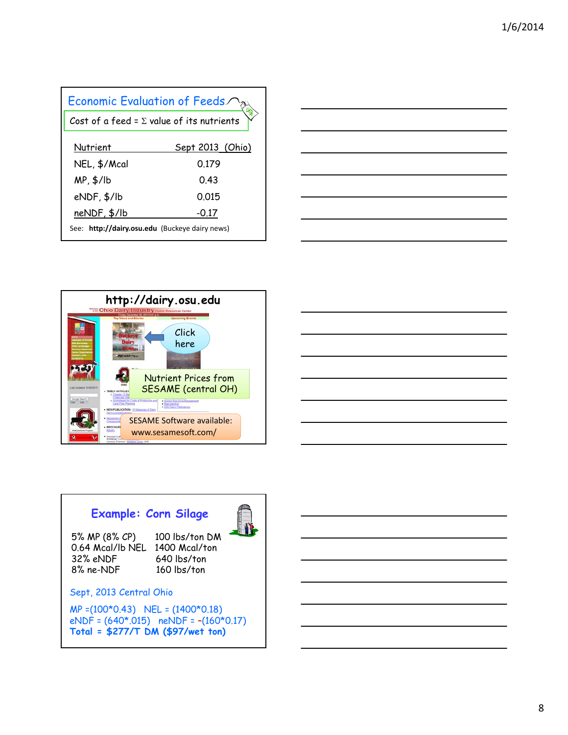## Economic Evaluation of Feeds

Cost of a feed = Σ value of its nutrients

| Nutrient | Sept 2013 (Ohio) |
|---|---|
| NEL, $/Mcal | 0.179 |
| MP, $/lb | 0.43 |
| eNDF, $/lb | 0.015 |
| neNDF, $/lb | -0.17 |

See: **http://dairy.osu.edu** (Buckeye dairy news)

## http://dairy.osu.edu

Click here

Nutrient Prices from SESAME (central OH)

SESAME Software available: www.sesamesoft.com/

## Example: Corn Silage

| | |
|---|---|
| 5% MP (8% CP) | 100 lbs/ton DM |
| 0.64 Mcal/lb NEL | 1400 Mcal/ton |
| 32% eNDF | 640 lbs/ton |
| 8% ne-NDF | 160 lbs/ton |

Sept, 2013 Central Ohio

MP =(100*0.43) NEL = (1400*0.18)

eNDF = (640*.015) neNDF = -(160*0.17)

**Total = $277/T DM ($97/wet ton)**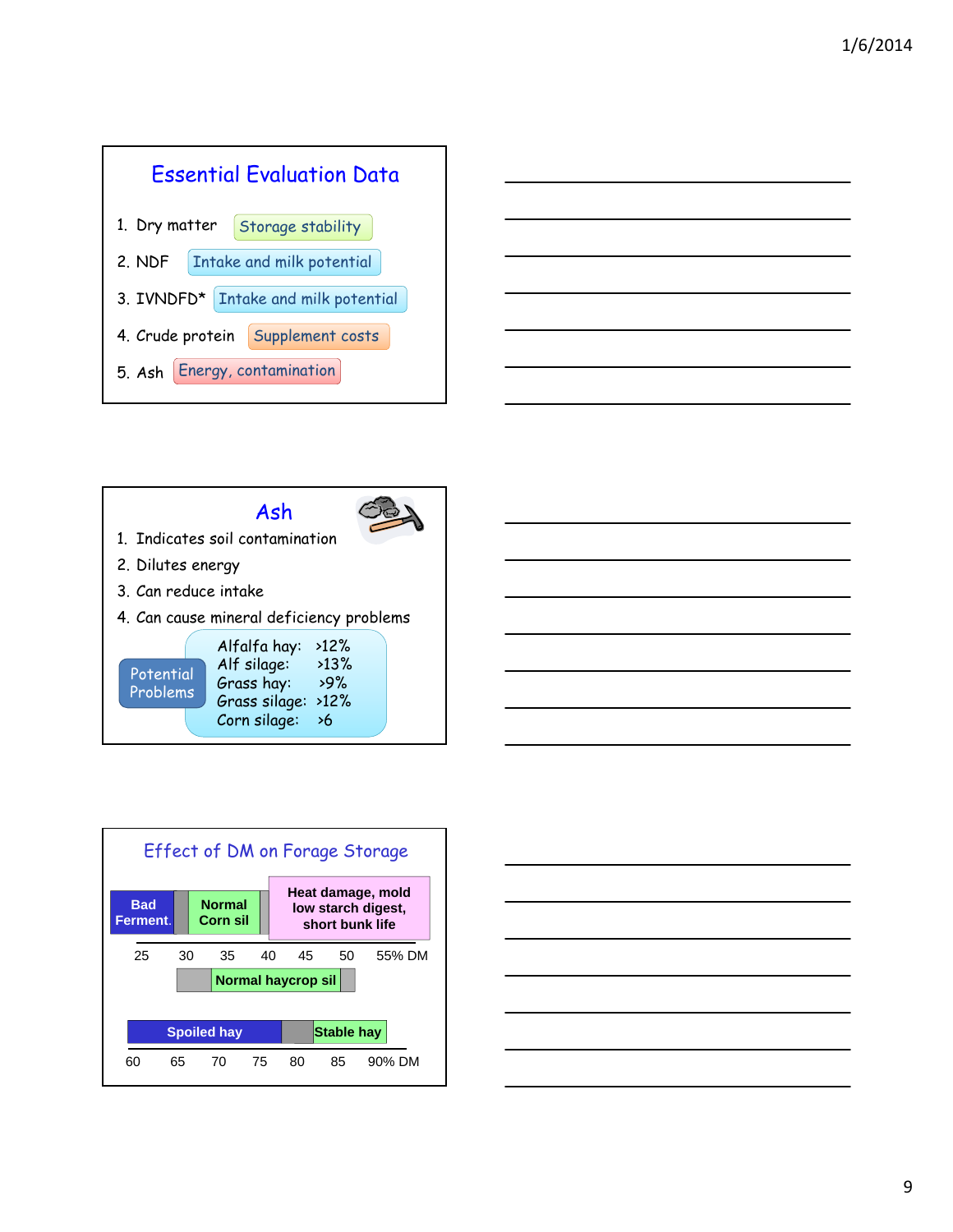## Essential Evaluation Data

1. Dry matter — Storage stability
2. NDF — Intake and milk potential
3. IVNDFD* — Intake and milk potential
4. Crude protein — Supplement costs
5. Ash — Energy, contamination

## Ash

1. Indicates soil contamination
2. Dilutes energy
3. Can reduce intake
4. Can cause mineral deficiency problems

Potential Problems

- Alfalfa hay: >12%
- Alf silage: >13%
- Grass hay: >9%
- Grass silage: >12%
- Corn silage: >6

## Effect of DM on Forage Storage

Bad Ferment. | Normal Corn sil | Heat damage, mold low starch digest, short bunk life

25 30 35 40 45 50 55% DM

Normal haycrop sil

Spoiled hay | Stable hay

60 65 70 75 80 85 90% DM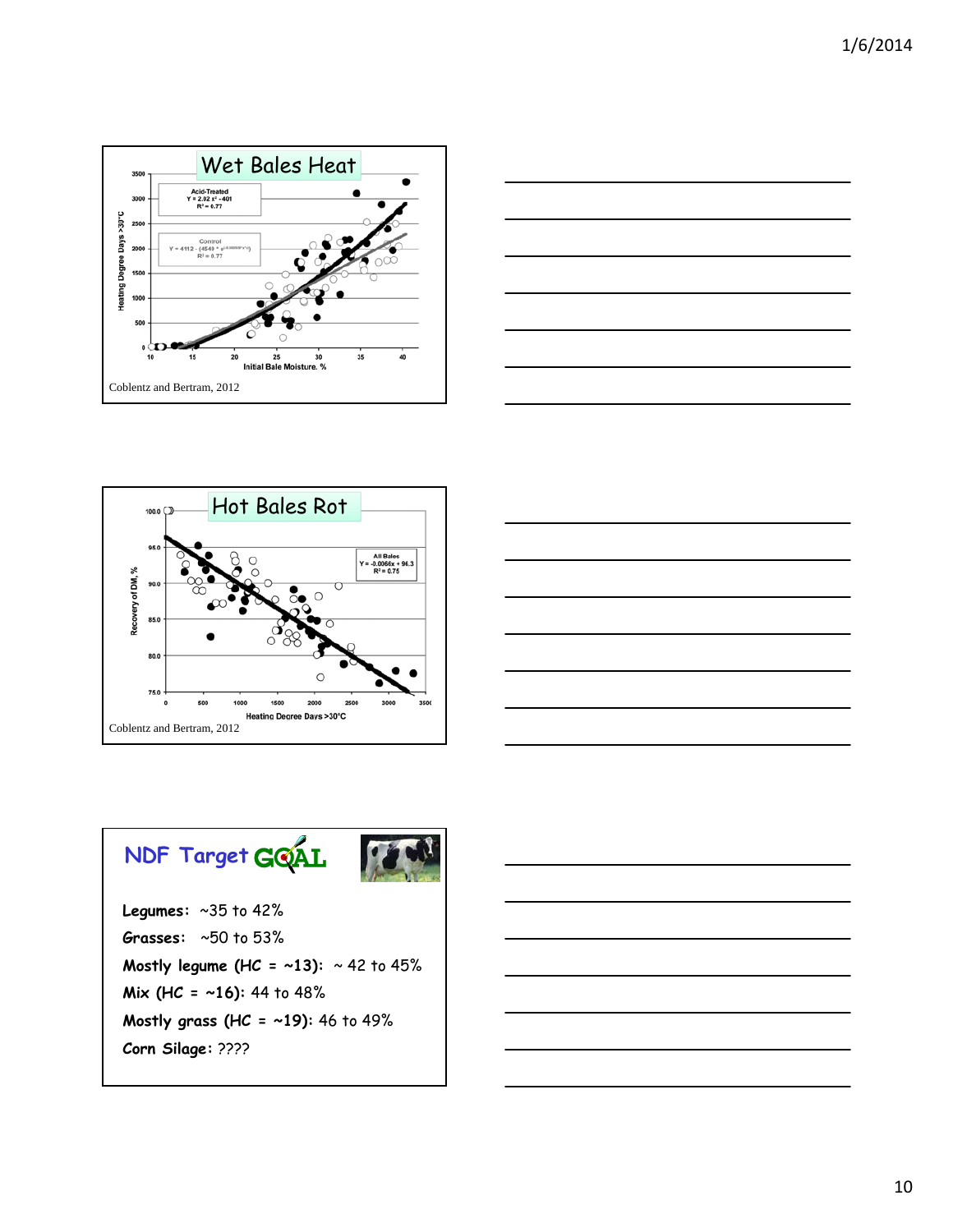## Wet Bales Heat

Acid-Treated
$Y = 2.82x^2 - 401$
$R^2 = 0.77$

Control
$Y = 4112 - (4549 * e^{(-0.00508 * x^2)})$
$R^2 = 0.77$

Heating Degree Days >30°C

Initial Bale Moisture, %

Coblentz and Bertram, 2012

## Hot Bales Rot

All Bales
$Y = -0.0066x + 96.3$
$R^2 = 0.75$

Recovery of DM, %

Heating Degree Days >30°C

Coblentz and Bertram, 2012

## NDF Target GOAL

**Legumes:** ~35 to 42%

**Grasses:** ~50 to 53%

**Mostly legume (HC = ~13):** ~ 42 to 45%

**Mix (HC = ~16):** 44 to 48%

**Mostly grass (HC = ~19):** 46 to 49%

**Corn Silage:** ????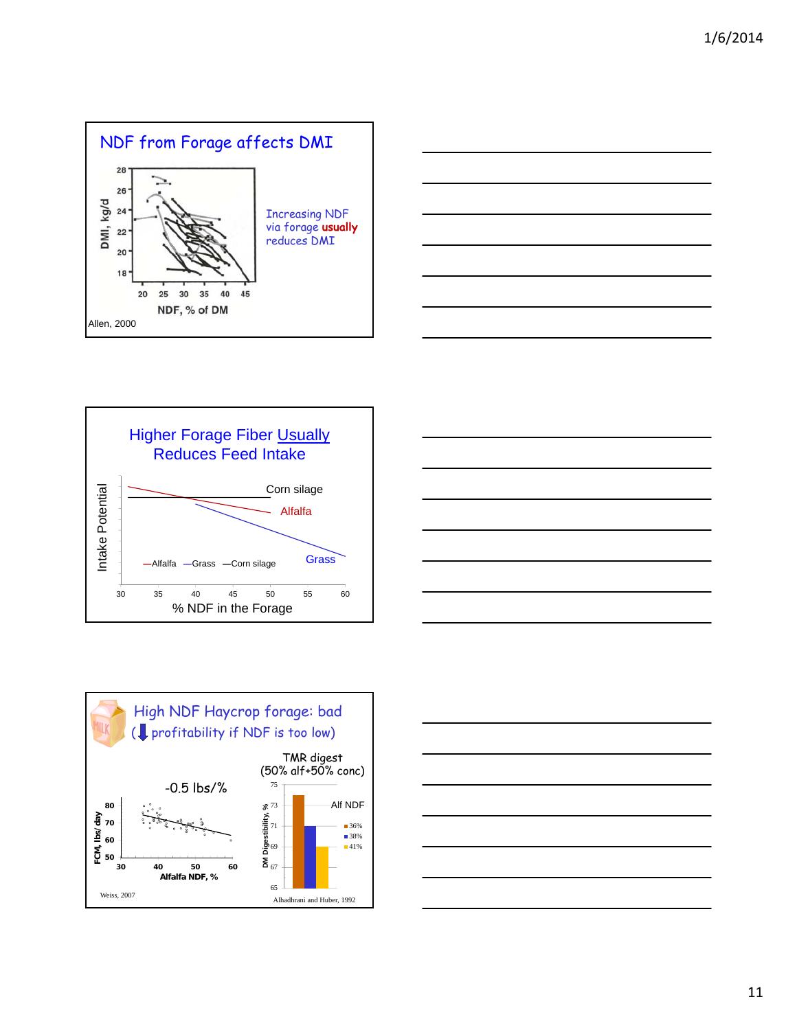## NDF from Forage affects DMI

DMI, kg/d

NDF, % of DM

Increasing NDF via forage **usually** reduces DMI

Allen, 2000

## Higher Forage Fiber Usually Reduces Feed Intake

Intake Potential

% NDF in the Forage

Corn silage

Alfalfa

Grass

—Alfalfa —Grass —Corn silage

## High NDF Haycrop forage: bad (↓ profitability if NDF is too low)

-0.5 lbs/%

FCM, lbs/ day

Alfalfa NDF, %

Weiss, 2007

TMR digest (50% alf+50% conc)

DM Digestibility, %

Alf NDF

- 36%
- 38%
- 41%

Alhadhrani and Huber, 1992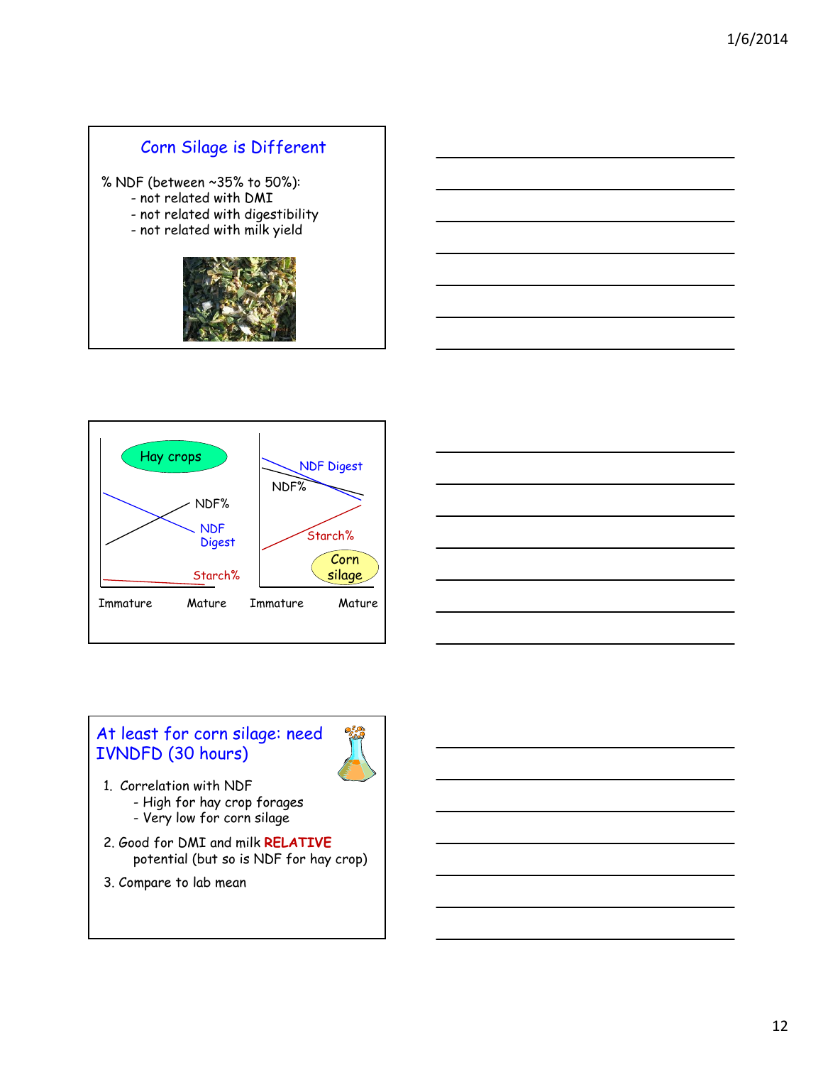## Corn Silage is Different

% NDF (between ~35% to 50%):

- not related with DMI
- not related with digestibility
- not related with milk yield

Hay crops

NDF%

NDF Digest

Starch%

Immature Mature

NDF Digest

NDF%

Starch%

Corn silage

Immature Mature

## At least for corn silage: need IVNDFD (30 hours)

1. Correlation with NDF
   - High for hay crop forages
   - Very low for corn silage
2. Good for DMI and milk **RELATIVE** potential (but so is NDF for hay crop)
3. Compare to lab mean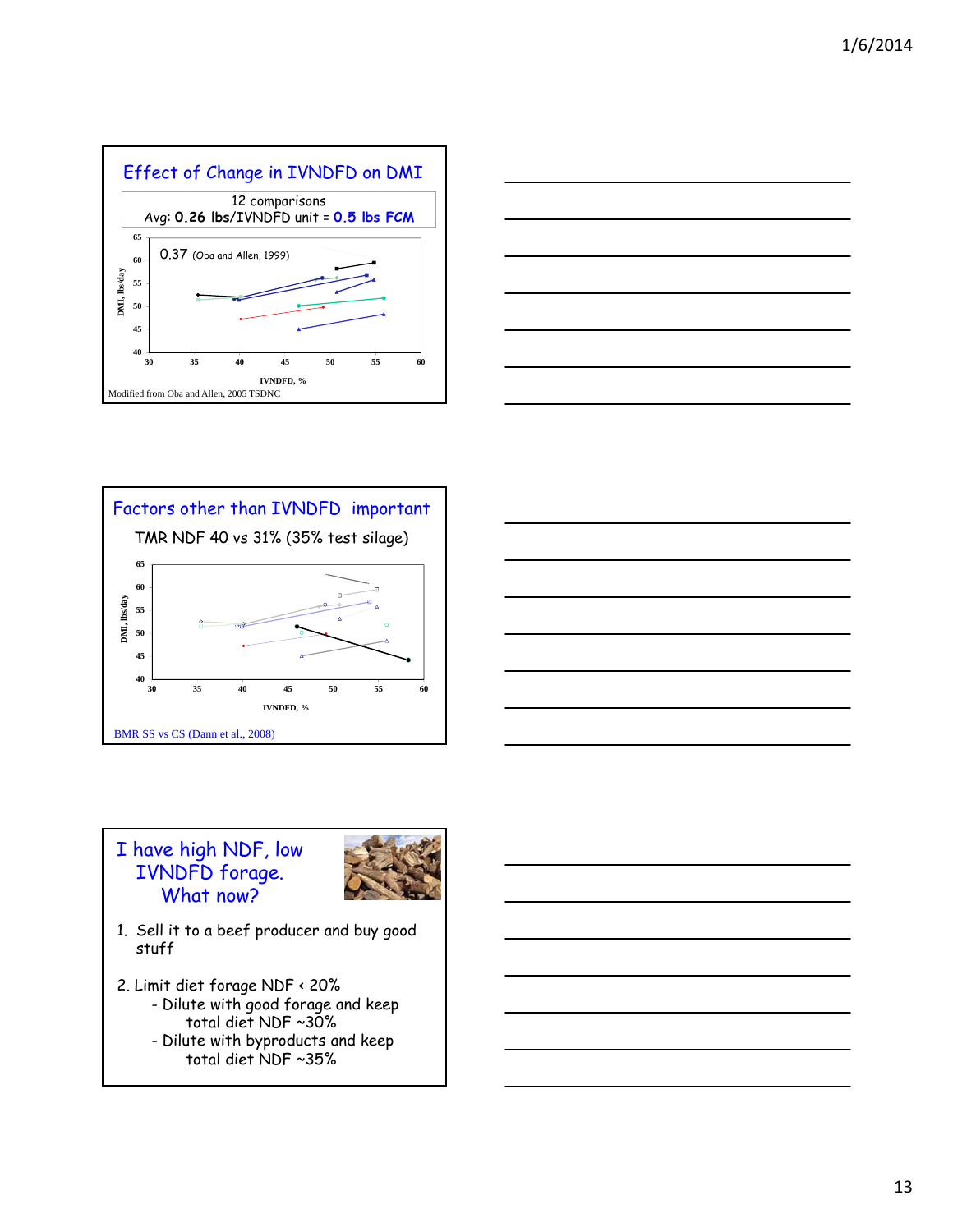## Effect of Change in IVNDFD on DMI

12 comparisons
Avg: **0.26 lbs**/IVNDFD unit = **0.5 lbs FCM**

0.37 (Oba and Allen, 1999)

DMI, lbs/day

IVNDFD, %

Modified from Oba and Allen, 2005 TSDNC

## Factors other than IVNDFD important

TMR NDF 40 vs 31% (35% test silage)

DMI, lbs/day

IVNDFD, %

BMR SS vs CS (Dann et al., 2008)

## I have high NDF, low IVNDFD forage. What now?

1. Sell it to a beef producer and buy good stuff

2. Limit diet forage NDF < 20%
   - Dilute with good forage and keep total diet NDF ~30%
   - Dilute with byproducts and keep total diet NDF ~35%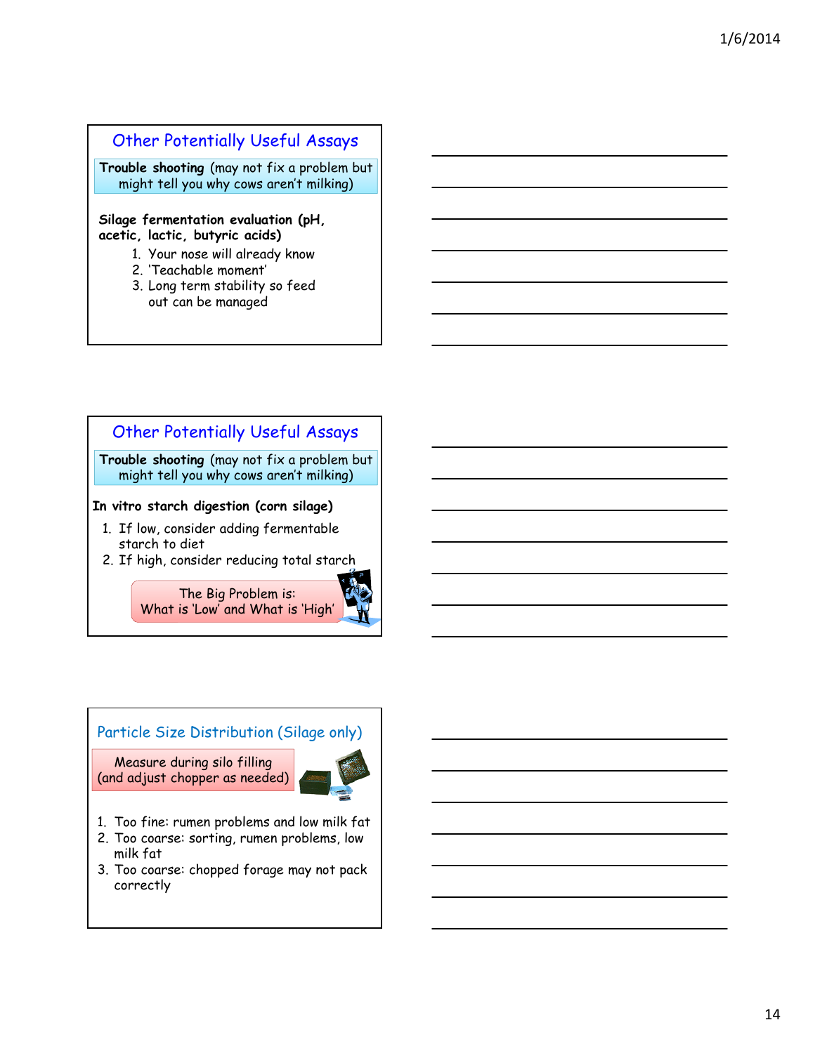## Other Potentially Useful Assays

**Trouble shooting** (may not fix a problem but might tell you why cows aren't milking)

**Silage fermentation evaluation (pH, acetic, lactic, butyric acids)**

1. Your nose will already know
2. 'Teachable moment'
3. Long term stability so feed out can be managed

## Other Potentially Useful Assays

**Trouble shooting** (may not fix a problem but might tell you why cows aren't milking)

**In vitro starch digestion (corn silage)**

1. If low, consider adding fermentable starch to diet
2. If high, consider reducing total starch

The Big Problem is:
What is 'Low' and What is 'High'

## Particle Size Distribution (Silage only)

Measure during silo filling (and adjust chopper as needed)

1. Too fine: rumen problems and low milk fat
2. Too coarse: sorting, rumen problems, low milk fat
3. Too coarse: chopped forage may not pack correctly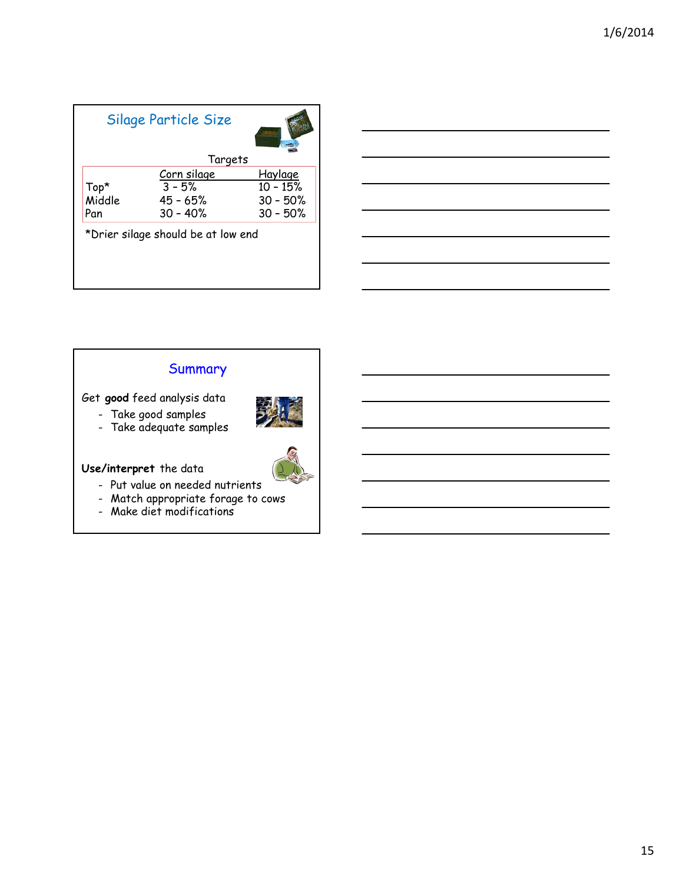## Silage Particle Size

Targets

| | Corn silage | Haylage |
|---|---|---|
| Top* | 3 – 5% | 10 – 15% |
| Middle | 45 – 65% | 30 – 50% |
| Pan | 30 – 40% | 30 – 50% |

*Drier silage should be at low end

## Summary

Get **good** feed analysis data

- Take good samples
- Take adequate samples

**Use/interpret** the data

- Put value on needed nutrients
- Match appropriate forage to cows
- Make diet modifications